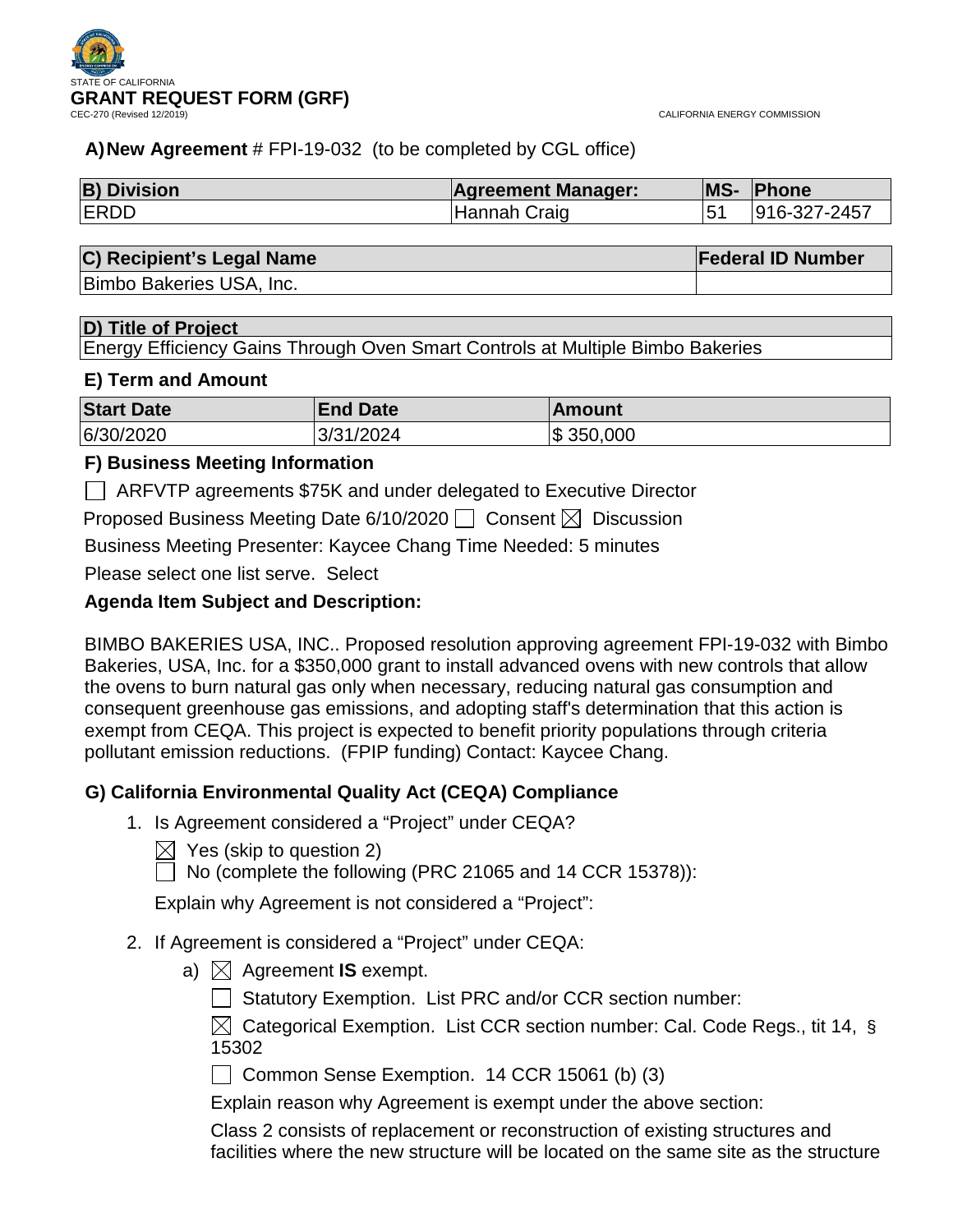STATE OF CALIFORNIA

# GRANT REQUEST FORM (GRF)

CEC-270 (Revised 12/2019)

CALIFORNIA ENERGY COMMISSION

**A) New Agreement** # FPI-19-032 (to be completed by CGL office)

| B) Division | Agreement Manager: | MS- | Phone |
|---|---|---|---|
| ERDD | Hannah Craig | 51 | 916-327-2457 |

| C) Recipient's Legal Name | Federal ID Number |
|---|---|
| Bimbo Bakeries USA, Inc. | |

| D) Title of Project |
|---|
| Energy Efficiency Gains Through Oven Smart Controls at Multiple Bimbo Bakeries |

**E) Term and Amount**

| Start Date | End Date | Amount |
|---|---|---|
| 6/30/2020 | 3/31/2024 | $ 350,000 |

**F) Business Meeting Information**

☐ ARFVTP agreements $75K and under delegated to Executive Director

Proposed Business Meeting Date 6/10/2020 ☐ Consent ☒ Discussion

Business Meeting Presenter: Kaycee Chang Time Needed: 5 minutes

Please select one list serve. Select

**Agenda Item Subject and Description:**

BIMBO BAKERIES USA, INC.. Proposed resolution approving agreement FPI-19-032 with Bimbo Bakeries, USA, Inc. for a $350,000 grant to install advanced ovens with new controls that allow the ovens to burn natural gas only when necessary, reducing natural gas consumption and consequent greenhouse gas emissions, and adopting staff's determination that this action is exempt from CEQA. This project is expected to benefit priority populations through criteria pollutant emission reductions. (FPIP funding) Contact: Kaycee Chang.

**G) California Environmental Quality Act (CEQA) Compliance**

1. Is Agreement considered a "Project" under CEQA?

   ☒ Yes (skip to question 2)

   ☐ No (complete the following (PRC 21065 and 14 CCR 15378)):

   Explain why Agreement is not considered a "Project":

2. If Agreement is considered a "Project" under CEQA:

   a) ☒ Agreement **IS** exempt.

      ☐ Statutory Exemption. List PRC and/or CCR section number:

      ☒ Categorical Exemption. List CCR section number: Cal. Code Regs., tit 14, § 15302

      ☐ Common Sense Exemption. 14 CCR 15061 (b) (3)

      Explain reason why Agreement is exempt under the above section:

      Class 2 consists of replacement or reconstruction of existing structures and facilities where the new structure will be located on the same site as the structure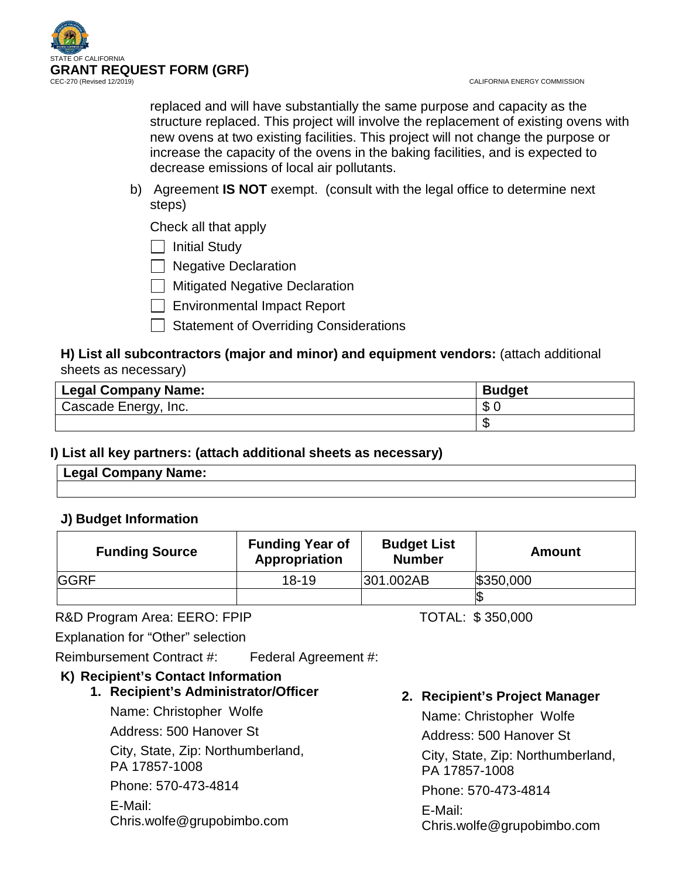replaced and will have substantially the same purpose and capacity as the structure replaced. This project will involve the replacement of existing ovens with new ovens at two existing facilities. This project will not change the purpose or increase the capacity of the ovens in the baking facilities, and is expected to decrease emissions of local air pollutants.

b) Agreement **IS NOT** exempt. (consult with the legal office to determine next steps)

Check all that apply

- [ ] Initial Study
- [ ] Negative Declaration
- [ ] Mitigated Negative Declaration
- [ ] Environmental Impact Report
- [ ] Statement of Overriding Considerations

**H) List all subcontractors (major and minor) and equipment vendors:** (attach additional sheets as necessary)

| Legal Company Name: | Budget |
|---|---|
| Cascade Energy, Inc. | $ 0 |
| | $ |

**I) List all key partners: (attach additional sheets as necessary)**

| Legal Company Name: |
|---|
| |

**J) Budget Information**

| Funding Source | Funding Year of Appropriation | Budget List Number | Amount |
|---|---|---|---|
| GGRF | 18-19 | 301.002AB | $350,000 |
| | | | $ |

R&D Program Area: EERO: FPIP TOTAL: $ 350,000

Explanation for "Other" selection

Reimbursement Contract #: Federal Agreement #:

**K) Recipient's Contact Information**

**1. Recipient's Administrator/Officer**

Name: Christopher Wolfe

Address: 500 Hanover St

City, State, Zip: Northumberland, PA 17857-1008

Phone: 570-473-4814

E-Mail: Chris.wolfe@grupobimbo.com

**2. Recipient's Project Manager**

Name: Christopher Wolfe

Address: 500 Hanover St

City, State, Zip: Northumberland, PA 17857-1008

Phone: 570-473-4814

E-Mail: Chris.wolfe@grupobimbo.com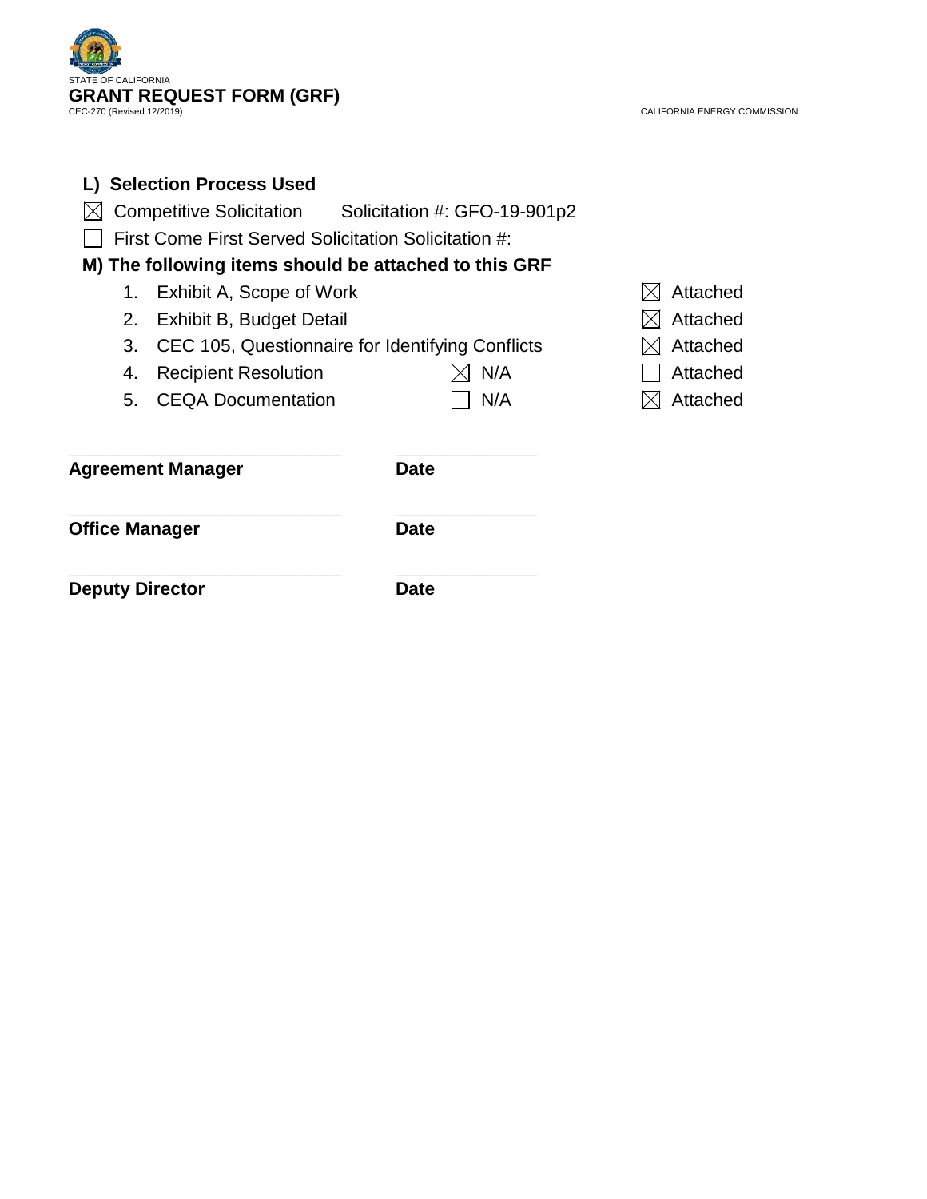STATE OF CALIFORNIA

**GRANT REQUEST FORM (GRF)**

CEC-270 (Revised 12/2019)

CALIFORNIA ENERGY COMMISSION

**L) Selection Process Used**

☒ Competitive Solicitation Solicitation #: GFO-19-901p2

☐ First Come First Served Solicitation Solicitation #:

**M) The following items should be attached to this GRF**

| | Item | N/A | Attached |
|---|---|---|---|
| 1. | Exhibit A, Scope of Work | | ☒ Attached |
| 2. | Exhibit B, Budget Detail | | ☒ Attached |
| 3. | CEC 105, Questionnaire for Identifying Conflicts | | ☒ Attached |
| 4. | Recipient Resolution | ☒ N/A | ☐ Attached |
| 5. | CEQA Documentation | ☐ N/A | ☒ Attached |

_____________________________ _______________

**Agreement Manager** **Date**

_____________________________ _______________

**Office Manager** **Date**

_____________________________ _______________

**Deputy Director** **Date**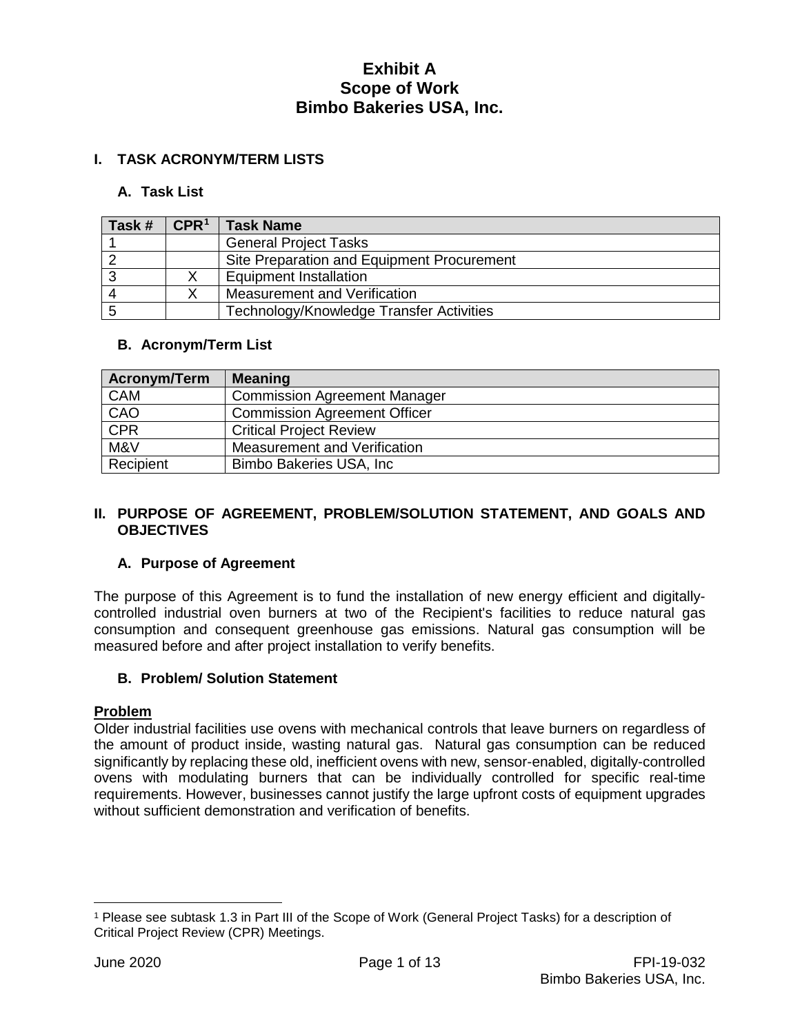# Exhibit A
# Scope of Work
# Bimbo Bakeries USA, Inc.

## I. TASK ACRONYM/TERM LISTS

### A. Task List

| Task # | CPR[1] | Task Name |
|---|---|---|
| 1 | | General Project Tasks |
| 2 | | Site Preparation and Equipment Procurement |
| 3 | X | Equipment Installation |
| 4 | X | Measurement and Verification |
| 5 | | Technology/Knowledge Transfer Activities |

### B. Acronym/Term List

| Acronym/Term | Meaning |
|---|---|
| CAM | Commission Agreement Manager |
| CAO | Commission Agreement Officer |
| CPR | Critical Project Review |
| M&V | Measurement and Verification |
| Recipient | Bimbo Bakeries USA, Inc |

## II. PURPOSE OF AGREEMENT, PROBLEM/SOLUTION STATEMENT, AND GOALS AND OBJECTIVES

### A. Purpose of Agreement

The purpose of this Agreement is to fund the installation of new energy efficient and digitally-controlled industrial oven burners at two of the Recipient's facilities to reduce natural gas consumption and consequent greenhouse gas emissions. Natural gas consumption will be measured before and after project installation to verify benefits.

### B. Problem/ Solution Statement

**Problem**

Older industrial facilities use ovens with mechanical controls that leave burners on regardless of the amount of product inside, wasting natural gas. Natural gas consumption can be reduced significantly by replacing these old, inefficient ovens with new, sensor-enabled, digitally-controlled ovens with modulating burners that can be individually controlled for specific real-time requirements. However, businesses cannot justify the large upfront costs of equipment upgrades without sufficient demonstration and verification of benefits.

[1] Please see subtask 1.3 in Part III of the Scope of Work (General Project Tasks) for a description of Critical Project Review (CPR) Meetings.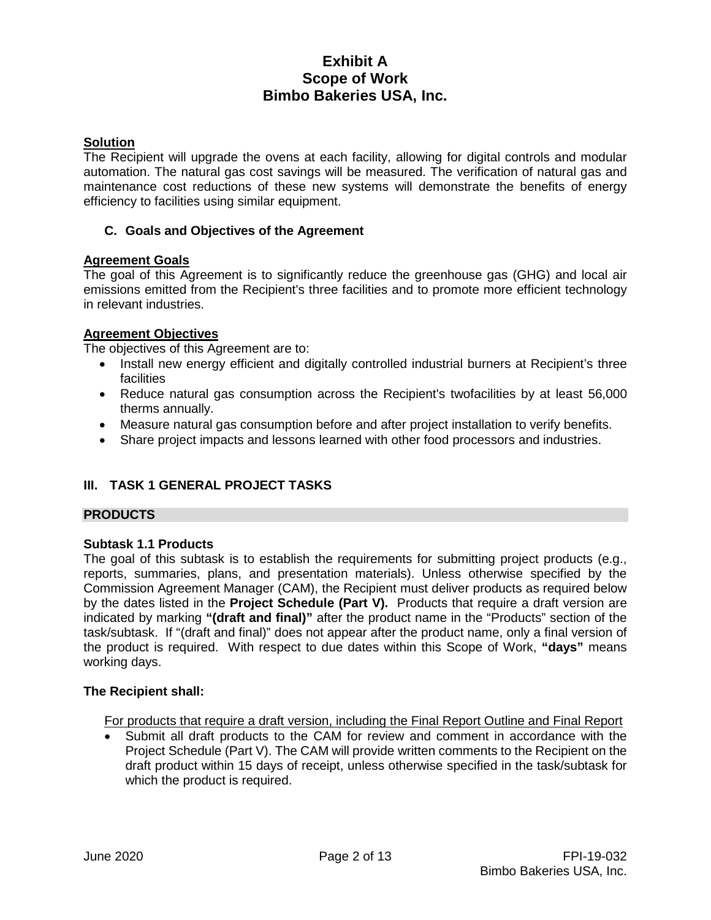# Exhibit A
# Scope of Work
# Bimbo Bakeries USA, Inc.

**Solution**

The Recipient will upgrade the ovens at each facility, allowing for digital controls and modular automation. The natural gas cost savings will be measured. The verification of natural gas and maintenance cost reductions of these new systems will demonstrate the benefits of energy efficiency to facilities using similar equipment.

### C. Goals and Objectives of the Agreement

**Agreement Goals**

The goal of this Agreement is to significantly reduce the greenhouse gas (GHG) and local air emissions emitted from the Recipient's three facilities and to promote more efficient technology in relevant industries.

**Agreement Objectives**

The objectives of this Agreement are to:

- Install new energy efficient and digitally controlled industrial burners at Recipient's three facilities
- Reduce natural gas consumption across the Recipient's twofacilities by at least 56,000 therms annually.
- Measure natural gas consumption before and after project installation to verify benefits.
- Share project impacts and lessons learned with other food processors and industries.

## III. TASK 1 GENERAL PROJECT TASKS

**PRODUCTS**

**Subtask 1.1 Products**

The goal of this subtask is to establish the requirements for submitting project products (e.g., reports, summaries, plans, and presentation materials). Unless otherwise specified by the Commission Agreement Manager (CAM), the Recipient must deliver products as required below by the dates listed in the **Project Schedule (Part V).** Products that require a draft version are indicated by marking **"(draft and final)"** after the product name in the "Products" section of the task/subtask. If "(draft and final)" does not appear after the product name, only a final version of the product is required. With respect to due dates within this Scope of Work, **"days"** means working days.

**The Recipient shall:**

For products that require a draft version, including the Final Report Outline and Final Report

- Submit all draft products to the CAM for review and comment in accordance with the Project Schedule (Part V). The CAM will provide written comments to the Recipient on the draft product within 15 days of receipt, unless otherwise specified in the task/subtask for which the product is required.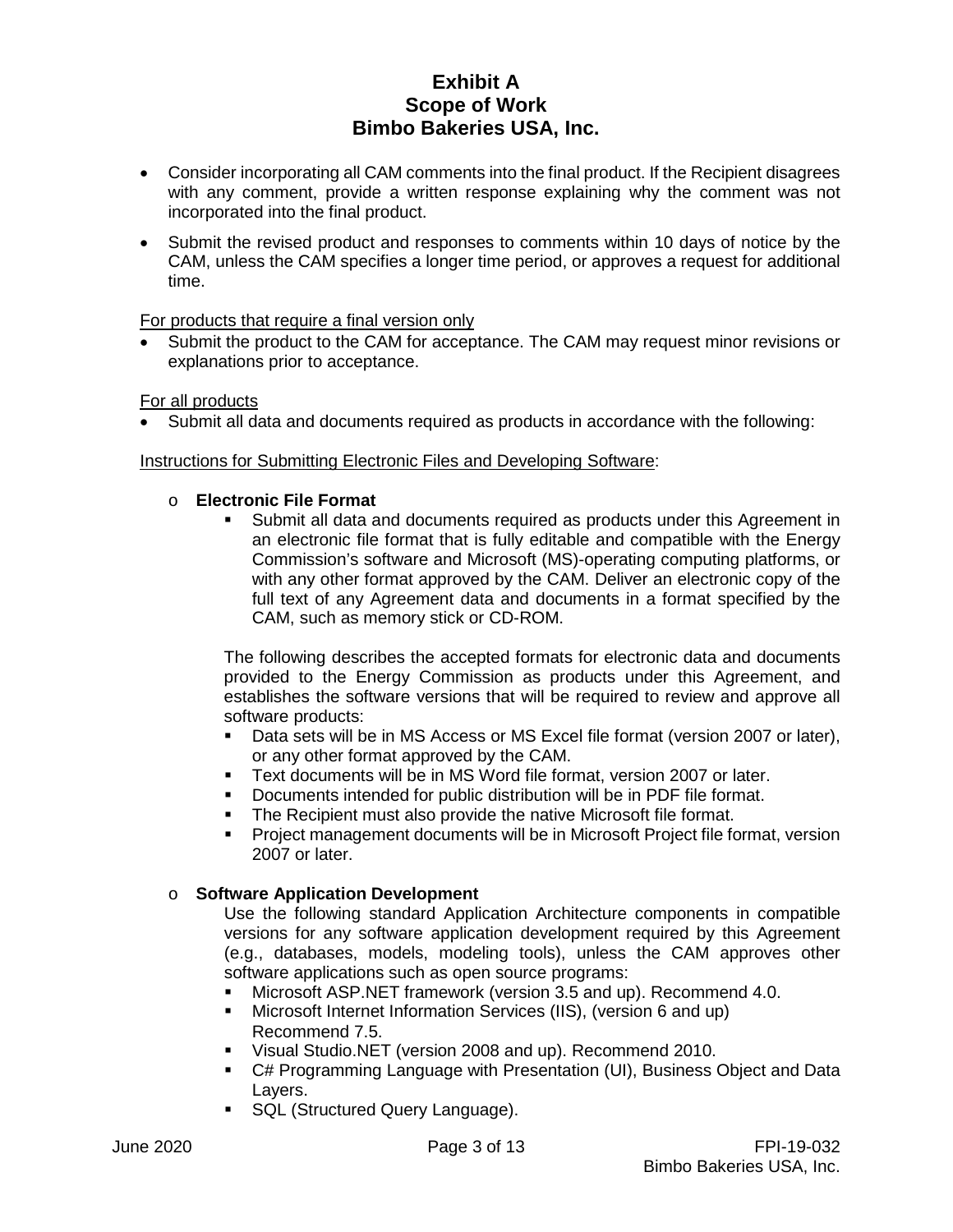# Exhibit A
# Scope of Work
# Bimbo Bakeries USA, Inc.

- Consider incorporating all CAM comments into the final product. If the Recipient disagrees with any comment, provide a written response explaining why the comment was not incorporated into the final product.
- Submit the revised product and responses to comments within 10 days of notice by the CAM, unless the CAM specifies a longer time period, or approves a request for additional time.

For products that require a final version only

- Submit the product to the CAM for acceptance. The CAM may request minor revisions or explanations prior to acceptance.

For all products

- Submit all data and documents required as products in accordance with the following:

Instructions for Submitting Electronic Files and Developing Software:

- **Electronic File Format**
  - Submit all data and documents required as products under this Agreement in an electronic file format that is fully editable and compatible with the Energy Commission's software and Microsoft (MS)-operating computing platforms, or with any other format approved by the CAM. Deliver an electronic copy of the full text of any Agreement data and documents in a format specified by the CAM, such as memory stick or CD-ROM.

  The following describes the accepted formats for electronic data and documents provided to the Energy Commission as products under this Agreement, and establishes the software versions that will be required to review and approve all software products:

  - Data sets will be in MS Access or MS Excel file format (version 2007 or later), or any other format approved by the CAM.
  - Text documents will be in MS Word file format, version 2007 or later.
  - Documents intended for public distribution will be in PDF file format.
  - The Recipient must also provide the native Microsoft file format.
  - Project management documents will be in Microsoft Project file format, version 2007 or later.

- **Software Application Development**

  Use the following standard Application Architecture components in compatible versions for any software application development required by this Agreement (e.g., databases, models, modeling tools), unless the CAM approves other software applications such as open source programs:

  - Microsoft ASP.NET framework (version 3.5 and up). Recommend 4.0.
  - Microsoft Internet Information Services (IIS), (version 6 and up) Recommend 7.5.
  - Visual Studio.NET (version 2008 and up). Recommend 2010.
  - C# Programming Language with Presentation (UI), Business Object and Data Layers.
  - SQL (Structured Query Language).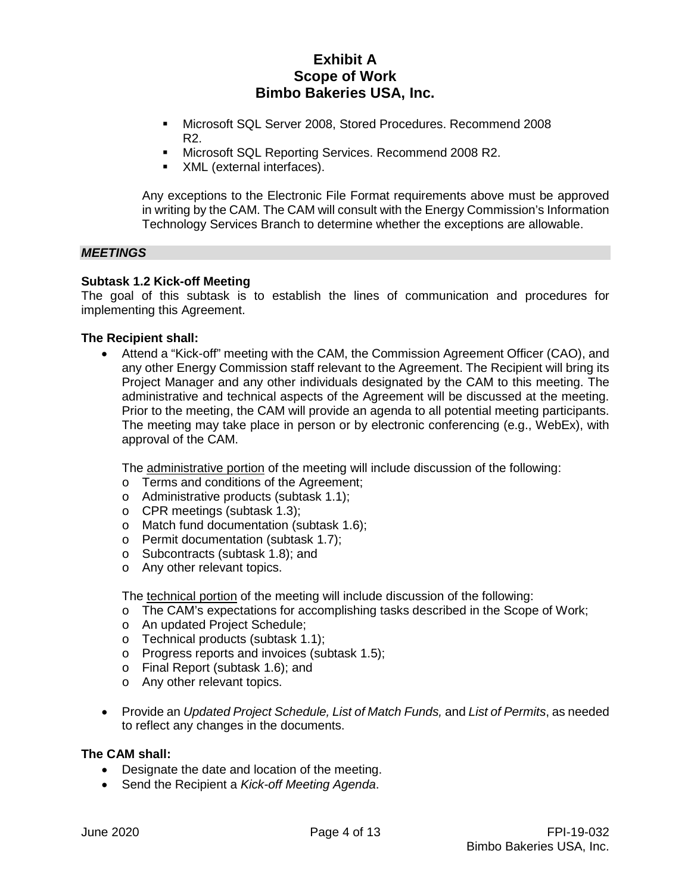- Microsoft SQL Server 2008, Stored Procedures. Recommend 2008 R2.
- Microsoft SQL Reporting Services. Recommend 2008 R2.
- XML (external interfaces).

Any exceptions to the Electronic File Format requirements above must be approved in writing by the CAM. The CAM will consult with the Energy Commission's Information Technology Services Branch to determine whether the exceptions are allowable.

***MEETINGS***

**Subtask 1.2 Kick-off Meeting**

The goal of this subtask is to establish the lines of communication and procedures for implementing this Agreement.

**The Recipient shall:**

- Attend a "Kick-off" meeting with the CAM, the Commission Agreement Officer (CAO), and any other Energy Commission staff relevant to the Agreement. The Recipient will bring its Project Manager and any other individuals designated by the CAM to this meeting. The administrative and technical aspects of the Agreement will be discussed at the meeting. Prior to the meeting, the CAM will provide an agenda to all potential meeting participants. The meeting may take place in person or by electronic conferencing (e.g., WebEx), with approval of the CAM.

  The administrative portion of the meeting will include discussion of the following:
  - Terms and conditions of the Agreement;
  - Administrative products (subtask 1.1);
  - CPR meetings (subtask 1.3);
  - Match fund documentation (subtask 1.6);
  - Permit documentation (subtask 1.7);
  - Subcontracts (subtask 1.8); and
  - Any other relevant topics.

  The technical portion of the meeting will include discussion of the following:
  - The CAM's expectations for accomplishing tasks described in the Scope of Work;
  - An updated Project Schedule;
  - Technical products (subtask 1.1);
  - Progress reports and invoices (subtask 1.5);
  - Final Report (subtask 1.6); and
  - Any other relevant topics.

- Provide an *Updated Project Schedule, List of Match Funds,* and *List of Permits*, as needed to reflect any changes in the documents.

**The CAM shall:**

- Designate the date and location of the meeting.
- Send the Recipient a *Kick-off Meeting Agenda*.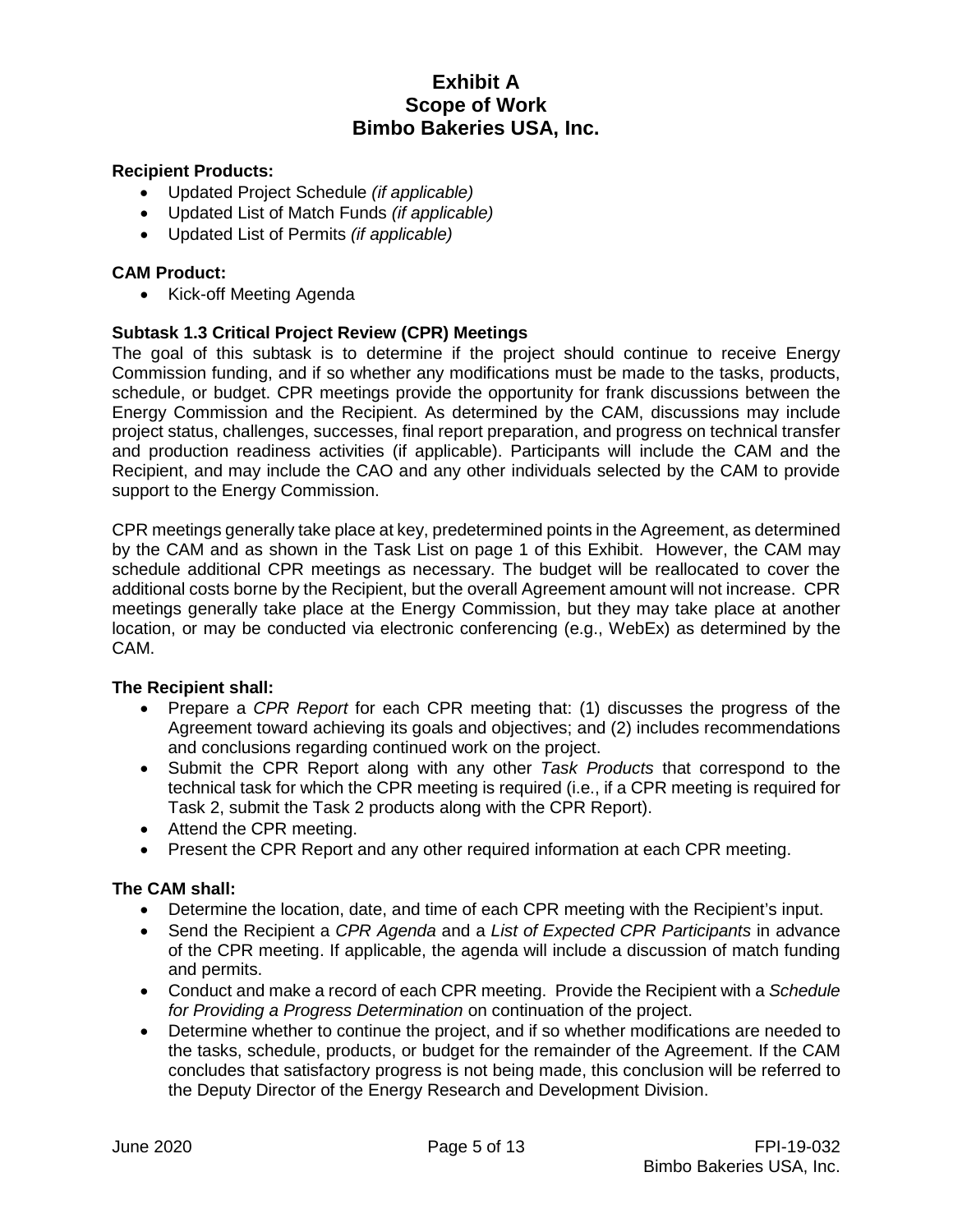# Exhibit A
# Scope of Work
# Bimbo Bakeries USA, Inc.

**Recipient Products:**

- Updated Project Schedule *(if applicable)*
- Updated List of Match Funds *(if applicable)*
- Updated List of Permits *(if applicable)*

**CAM Product:**

- Kick-off Meeting Agenda

### Subtask 1.3 Critical Project Review (CPR) Meetings

The goal of this subtask is to determine if the project should continue to receive Energy Commission funding, and if so whether any modifications must be made to the tasks, products, schedule, or budget. CPR meetings provide the opportunity for frank discussions between the Energy Commission and the Recipient. As determined by the CAM, discussions may include project status, challenges, successes, final report preparation, and progress on technical transfer and production readiness activities (if applicable). Participants will include the CAM and the Recipient, and may include the CAO and any other individuals selected by the CAM to provide support to the Energy Commission.

CPR meetings generally take place at key, predetermined points in the Agreement, as determined by the CAM and as shown in the Task List on page 1 of this Exhibit. However, the CAM may schedule additional CPR meetings as necessary. The budget will be reallocated to cover the additional costs borne by the Recipient, but the overall Agreement amount will not increase. CPR meetings generally take place at the Energy Commission, but they may take place at another location, or may be conducted via electronic conferencing (e.g., WebEx) as determined by the CAM.

**The Recipient shall:**

- Prepare a *CPR Report* for each CPR meeting that: (1) discusses the progress of the Agreement toward achieving its goals and objectives; and (2) includes recommendations and conclusions regarding continued work on the project.
- Submit the CPR Report along with any other *Task Products* that correspond to the technical task for which the CPR meeting is required (i.e., if a CPR meeting is required for Task 2, submit the Task 2 products along with the CPR Report).
- Attend the CPR meeting.
- Present the CPR Report and any other required information at each CPR meeting.

**The CAM shall:**

- Determine the location, date, and time of each CPR meeting with the Recipient's input.
- Send the Recipient a *CPR Agenda* and a *List of Expected CPR Participants* in advance of the CPR meeting. If applicable, the agenda will include a discussion of match funding and permits.
- Conduct and make a record of each CPR meeting. Provide the Recipient with a *Schedule for Providing a Progress Determination* on continuation of the project.
- Determine whether to continue the project, and if so whether modifications are needed to the tasks, schedule, products, or budget for the remainder of the Agreement. If the CAM concludes that satisfactory progress is not being made, this conclusion will be referred to the Deputy Director of the Energy Research and Development Division.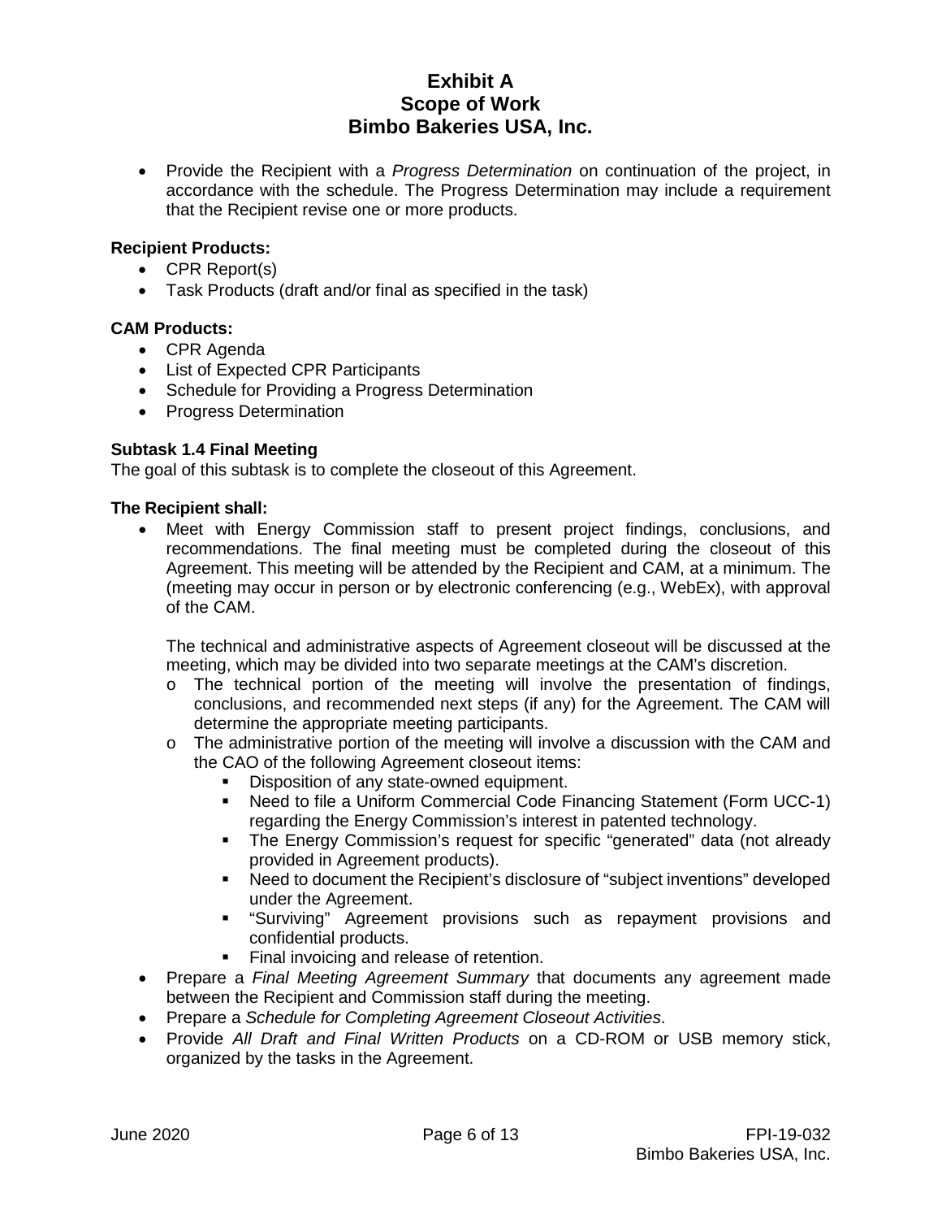- Provide the Recipient with a *Progress Determination* on continuation of the project, in accordance with the schedule. The Progress Determination may include a requirement that the Recipient revise one or more products.

**Recipient Products:**

- CPR Report(s)
- Task Products (draft and/or final as specified in the task)

**CAM Products:**

- CPR Agenda
- List of Expected CPR Participants
- Schedule for Providing a Progress Determination
- Progress Determination

**Subtask 1.4 Final Meeting**

The goal of this subtask is to complete the closeout of this Agreement.

**The Recipient shall:**

- Meet with Energy Commission staff to present project findings, conclusions, and recommendations. The final meeting must be completed during the closeout of this Agreement. This meeting will be attended by the Recipient and CAM, at a minimum. The (meeting may occur in person or by electronic conferencing (e.g., WebEx), with approval of the CAM.

  The technical and administrative aspects of Agreement closeout will be discussed at the meeting, which may be divided into two separate meetings at the CAM's discretion.
  - The technical portion of the meeting will involve the presentation of findings, conclusions, and recommended next steps (if any) for the Agreement. The CAM will determine the appropriate meeting participants.
  - The administrative portion of the meeting will involve a discussion with the CAM and the CAO of the following Agreement closeout items:
    - Disposition of any state-owned equipment.
    - Need to file a Uniform Commercial Code Financing Statement (Form UCC-1) regarding the Energy Commission's interest in patented technology.
    - The Energy Commission's request for specific "generated" data (not already provided in Agreement products).
    - Need to document the Recipient's disclosure of "subject inventions" developed under the Agreement.
    - "Surviving" Agreement provisions such as repayment provisions and confidential products.
    - Final invoicing and release of retention.
- Prepare a *Final Meeting Agreement Summary* that documents any agreement made between the Recipient and Commission staff during the meeting.
- Prepare a *Schedule for Completing Agreement Closeout Activities*.
- Provide *All Draft and Final Written Products* on a CD-ROM or USB memory stick, organized by the tasks in the Agreement.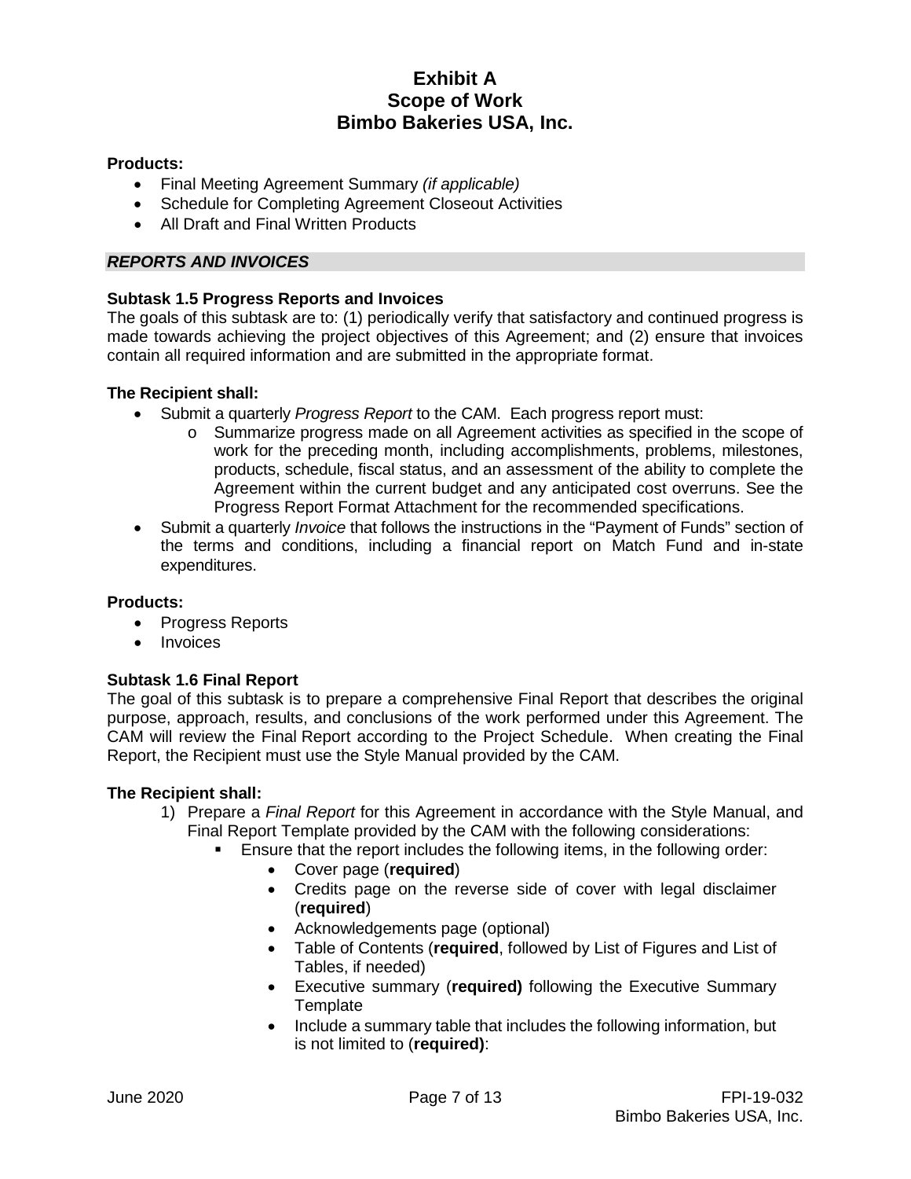**Products:**

- Final Meeting Agreement Summary *(if applicable)*
- Schedule for Completing Agreement Closeout Activities
- All Draft and Final Written Products

***REPORTS AND INVOICES***

**Subtask 1.5 Progress Reports and Invoices**

The goals of this subtask are to: (1) periodically verify that satisfactory and continued progress is made towards achieving the project objectives of this Agreement; and (2) ensure that invoices contain all required information and are submitted in the appropriate format.

**The Recipient shall:**

- Submit a quarterly *Progress Report* to the CAM. Each progress report must:
  - Summarize progress made on all Agreement activities as specified in the scope of work for the preceding month, including accomplishments, problems, milestones, products, schedule, fiscal status, and an assessment of the ability to complete the Agreement within the current budget and any anticipated cost overruns. See the Progress Report Format Attachment for the recommended specifications.
- Submit a quarterly *Invoice* that follows the instructions in the "Payment of Funds" section of the terms and conditions, including a financial report on Match Fund and in-state expenditures.

**Products:**

- Progress Reports
- Invoices

**Subtask 1.6 Final Report**

The goal of this subtask is to prepare a comprehensive Final Report that describes the original purpose, approach, results, and conclusions of the work performed under this Agreement. The CAM will review the Final Report according to the Project Schedule. When creating the Final Report, the Recipient must use the Style Manual provided by the CAM.

**The Recipient shall:**

1) Prepare a *Final Report* for this Agreement in accordance with the Style Manual, and Final Report Template provided by the CAM with the following considerations:
   - Ensure that the report includes the following items, in the following order:
     - Cover page (**required**)
     - Credits page on the reverse side of cover with legal disclaimer (**required**)
     - Acknowledgements page (optional)
     - Table of Contents (**required**, followed by List of Figures and List of Tables, if needed)
     - Executive summary (**required)** following the Executive Summary Template
     - Include a summary table that includes the following information, but is not limited to (**required)**: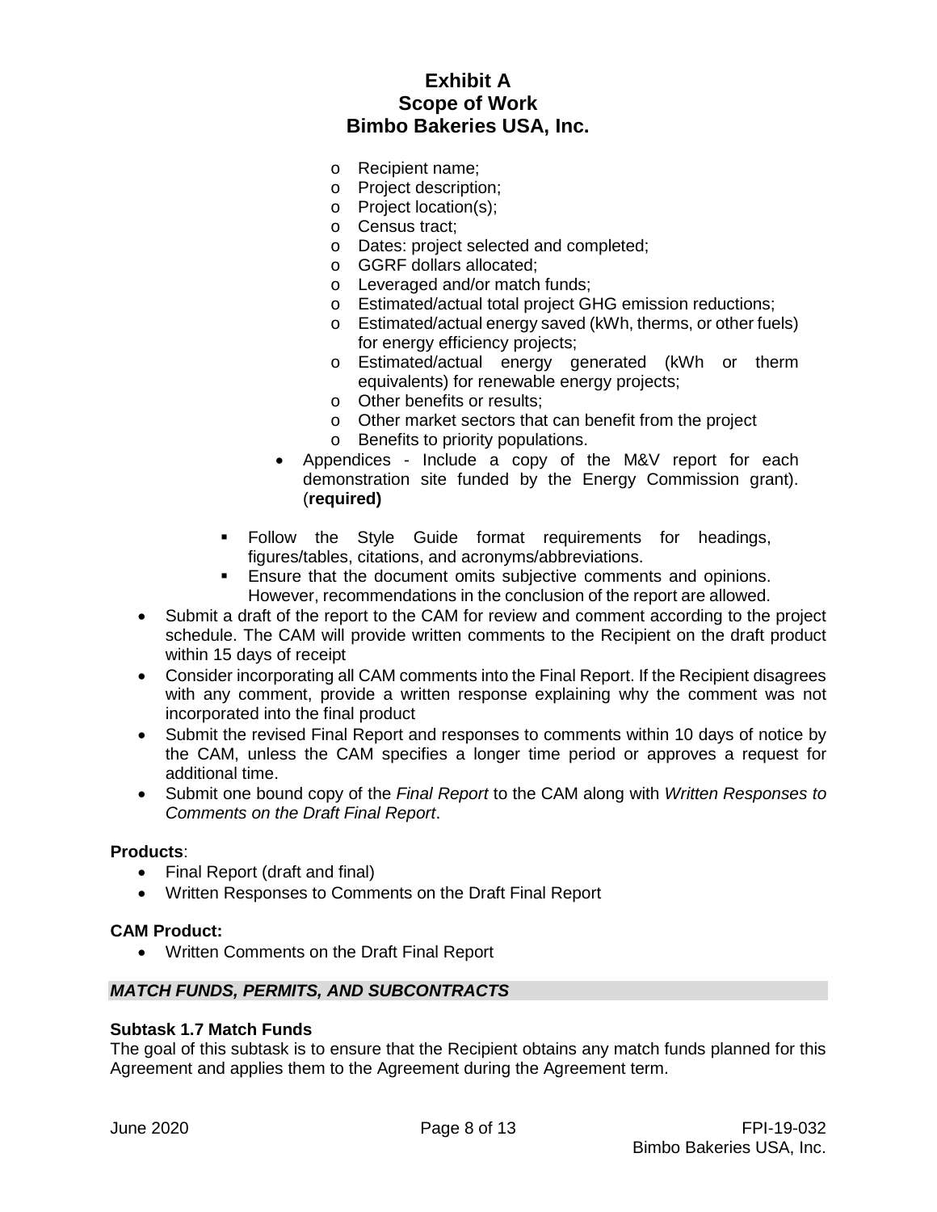- Recipient name;
  - Project description;
  - Project location(s);
  - Census tract;
  - Dates: project selected and completed;
  - GGRF dollars allocated;
  - Leveraged and/or match funds;
  - Estimated/actual total project GHG emission reductions;
  - Estimated/actual energy saved (kWh, therms, or other fuels) for energy efficiency projects;
  - Estimated/actual energy generated (kWh or therm equivalents) for renewable energy projects;
  - Other benefits or results;
  - Other market sectors that can benefit from the project
  - Benefits to priority populations.
- Appendices - Include a copy of the M&V report for each demonstration site funded by the Energy Commission grant). (**required)**

- Follow the Style Guide format requirements for headings, figures/tables, citations, and acronyms/abbreviations.
- Ensure that the document omits subjective comments and opinions. However, recommendations in the conclusion of the report are allowed.

- Submit a draft of the report to the CAM for review and comment according to the project schedule. The CAM will provide written comments to the Recipient on the draft product within 15 days of receipt
- Consider incorporating all CAM comments into the Final Report. If the Recipient disagrees with any comment, provide a written response explaining why the comment was not incorporated into the final product
- Submit the revised Final Report and responses to comments within 10 days of notice by the CAM, unless the CAM specifies a longer time period or approves a request for additional time.
- Submit one bound copy of the *Final Report* to the CAM along with *Written Responses to Comments on the Draft Final Report*.

**Products**:

- Final Report (draft and final)
- Written Responses to Comments on the Draft Final Report

**CAM Product:**

- Written Comments on the Draft Final Report

***MATCH FUNDS, PERMITS, AND SUBCONTRACTS***

**Subtask 1.7 Match Funds**

The goal of this subtask is to ensure that the Recipient obtains any match funds planned for this Agreement and applies them to the Agreement during the Agreement term.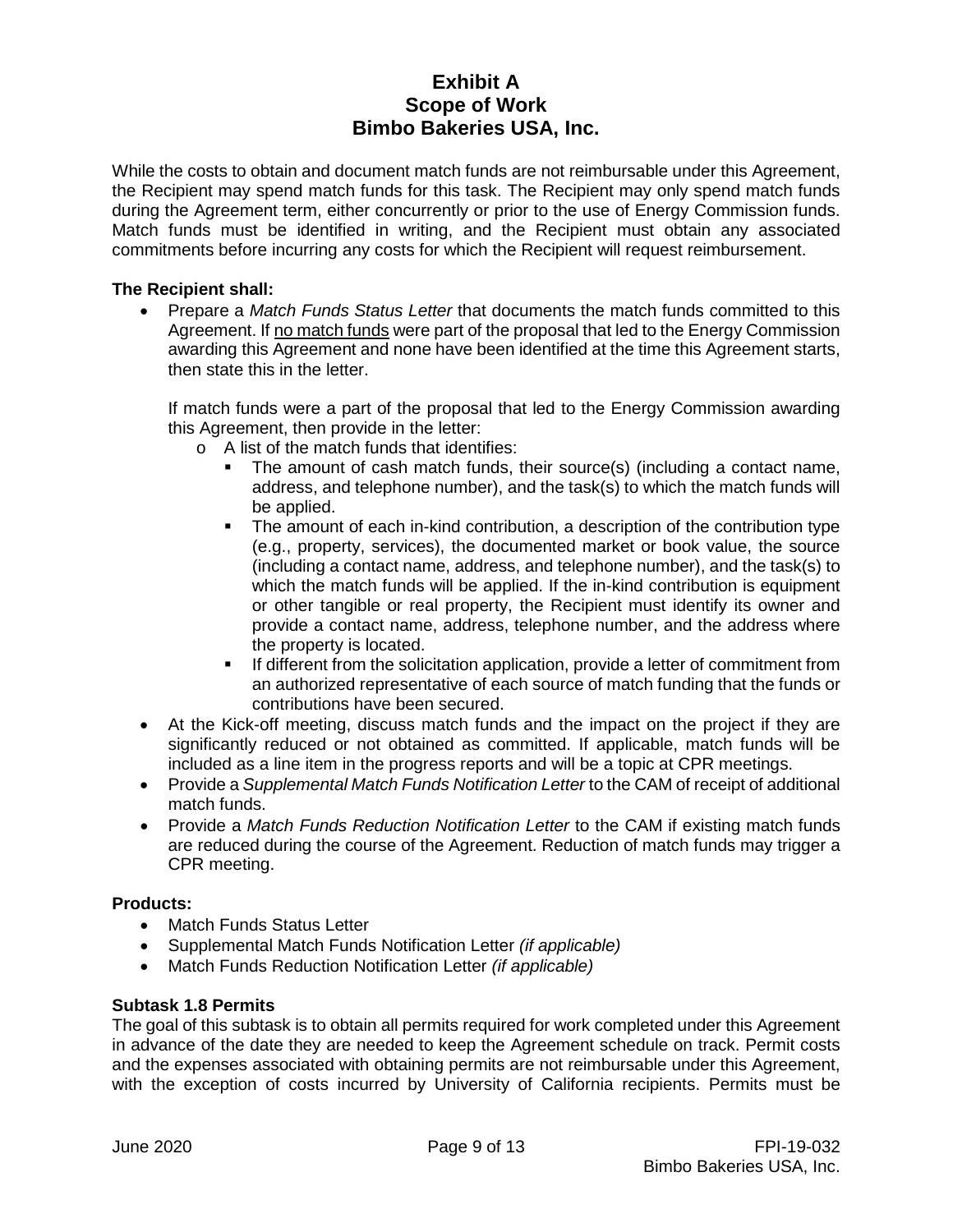While the costs to obtain and document match funds are not reimbursable under this Agreement, the Recipient may spend match funds for this task. The Recipient may only spend match funds during the Agreement term, either concurrently or prior to the use of Energy Commission funds. Match funds must be identified in writing, and the Recipient must obtain any associated commitments before incurring any costs for which the Recipient will request reimbursement.

**The Recipient shall:**

- Prepare a *Match Funds Status Letter* that documents the match funds committed to this Agreement. If no match funds were part of the proposal that led to the Energy Commission awarding this Agreement and none have been identified at the time this Agreement starts, then state this in the letter.

  If match funds were a part of the proposal that led to the Energy Commission awarding this Agreement, then provide in the letter:
  - A list of the match funds that identifies:
    - The amount of cash match funds, their source(s) (including a contact name, address, and telephone number), and the task(s) to which the match funds will be applied.
    - The amount of each in-kind contribution, a description of the contribution type (e.g., property, services), the documented market or book value, the source (including a contact name, address, and telephone number), and the task(s) to which the match funds will be applied. If the in-kind contribution is equipment or other tangible or real property, the Recipient must identify its owner and provide a contact name, address, telephone number, and the address where the property is located.
    - If different from the solicitation application, provide a letter of commitment from an authorized representative of each source of match funding that the funds or contributions have been secured.
- At the Kick-off meeting, discuss match funds and the impact on the project if they are significantly reduced or not obtained as committed. If applicable, match funds will be included as a line item in the progress reports and will be a topic at CPR meetings.
- Provide a *Supplemental Match Funds Notification Letter* to the CAM of receipt of additional match funds.
- Provide a *Match Funds Reduction Notification Letter* to the CAM if existing match funds are reduced during the course of the Agreement. Reduction of match funds may trigger a CPR meeting.

**Products:**

- Match Funds Status Letter
- Supplemental Match Funds Notification Letter *(if applicable)*
- Match Funds Reduction Notification Letter *(if applicable)*

**Subtask 1.8 Permits**

The goal of this subtask is to obtain all permits required for work completed under this Agreement in advance of the date they are needed to keep the Agreement schedule on track. Permit costs and the expenses associated with obtaining permits are not reimbursable under this Agreement, with the exception of costs incurred by University of California recipients. Permits must be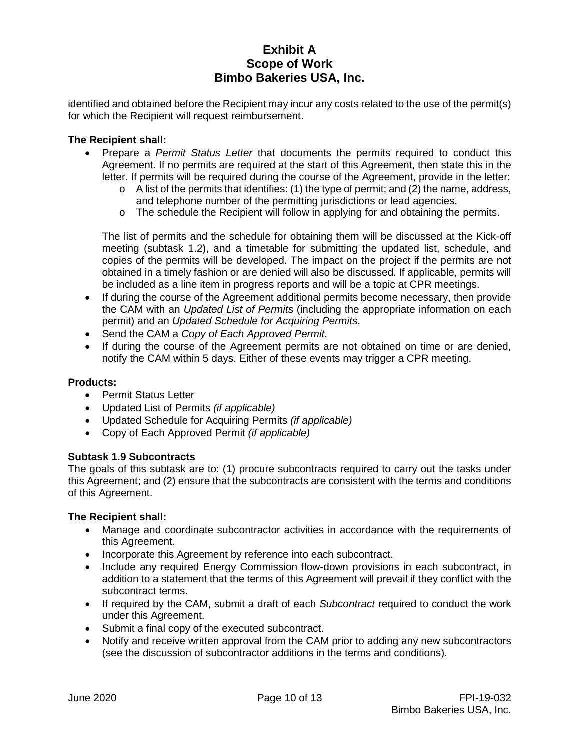identified and obtained before the Recipient may incur any costs related to the use of the permit(s) for which the Recipient will request reimbursement.

**The Recipient shall:**

- Prepare a *Permit Status Letter* that documents the permits required to conduct this Agreement. If no permits are required at the start of this Agreement, then state this in the letter. If permits will be required during the course of the Agreement, provide in the letter:
  - A list of the permits that identifies: (1) the type of permit; and (2) the name, address, and telephone number of the permitting jurisdictions or lead agencies.
  - The schedule the Recipient will follow in applying for and obtaining the permits.

  The list of permits and the schedule for obtaining them will be discussed at the Kick-off meeting (subtask 1.2), and a timetable for submitting the updated list, schedule, and copies of the permits will be developed. The impact on the project if the permits are not obtained in a timely fashion or are denied will also be discussed. If applicable, permits will be included as a line item in progress reports and will be a topic at CPR meetings.
- If during the course of the Agreement additional permits become necessary, then provide the CAM with an *Updated List of Permits* (including the appropriate information on each permit) and an *Updated Schedule for Acquiring Permits*.
- Send the CAM a *Copy of Each Approved Permit*.
- If during the course of the Agreement permits are not obtained on time or are denied, notify the CAM within 5 days. Either of these events may trigger a CPR meeting.

**Products:**

- Permit Status Letter
- Updated List of Permits *(if applicable)*
- Updated Schedule for Acquiring Permits *(if applicable)*
- Copy of Each Approved Permit *(if applicable)*

**Subtask 1.9 Subcontracts**

The goals of this subtask are to: (1) procure subcontracts required to carry out the tasks under this Agreement; and (2) ensure that the subcontracts are consistent with the terms and conditions of this Agreement.

**The Recipient shall:**

- Manage and coordinate subcontractor activities in accordance with the requirements of this Agreement.
- Incorporate this Agreement by reference into each subcontract.
- Include any required Energy Commission flow-down provisions in each subcontract, in addition to a statement that the terms of this Agreement will prevail if they conflict with the subcontract terms.
- If required by the CAM, submit a draft of each *Subcontract* required to conduct the work under this Agreement.
- Submit a final copy of the executed subcontract.
- Notify and receive written approval from the CAM prior to adding any new subcontractors (see the discussion of subcontractor additions in the terms and conditions).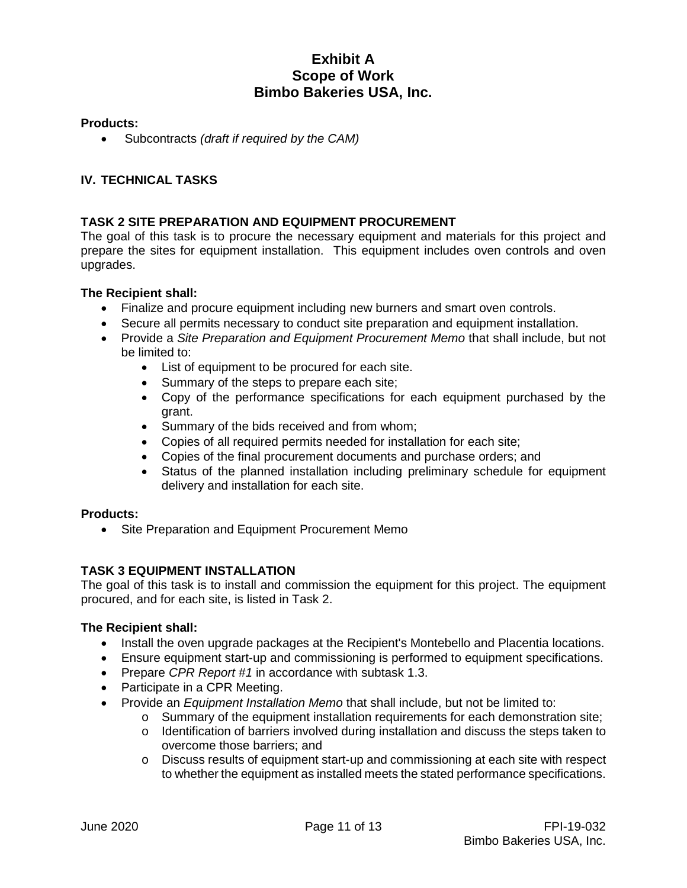**Products:**

- Subcontracts *(draft if required by the CAM)*

## IV. TECHNICAL TASKS

### TASK 2 SITE PREPARATION AND EQUIPMENT PROCUREMENT

The goal of this task is to procure the necessary equipment and materials for this project and prepare the sites for equipment installation. This equipment includes oven controls and oven upgrades.

**The Recipient shall:**

- Finalize and procure equipment including new burners and smart oven controls.
- Secure all permits necessary to conduct site preparation and equipment installation.
- Provide a *Site Preparation and Equipment Procurement Memo* that shall include, but not be limited to:
  - List of equipment to be procured for each site.
  - Summary of the steps to prepare each site;
  - Copy of the performance specifications for each equipment purchased by the grant.
  - Summary of the bids received and from whom;
  - Copies of all required permits needed for installation for each site;
  - Copies of the final procurement documents and purchase orders; and
  - Status of the planned installation including preliminary schedule for equipment delivery and installation for each site.

**Products:**

- Site Preparation and Equipment Procurement Memo

### TASK 3 EQUIPMENT INSTALLATION

The goal of this task is to install and commission the equipment for this project. The equipment procured, and for each site, is listed in Task 2.

**The Recipient shall:**

- Install the oven upgrade packages at the Recipient's Montebello and Placentia locations.
- Ensure equipment start-up and commissioning is performed to equipment specifications.
- Prepare *CPR Report #1* in accordance with subtask 1.3.
- Participate in a CPR Meeting.
- Provide an *Equipment Installation Memo* that shall include, but not be limited to:
  - Summary of the equipment installation requirements for each demonstration site;
  - Identification of barriers involved during installation and discuss the steps taken to overcome those barriers; and
  - Discuss results of equipment start-up and commissioning at each site with respect to whether the equipment as installed meets the stated performance specifications.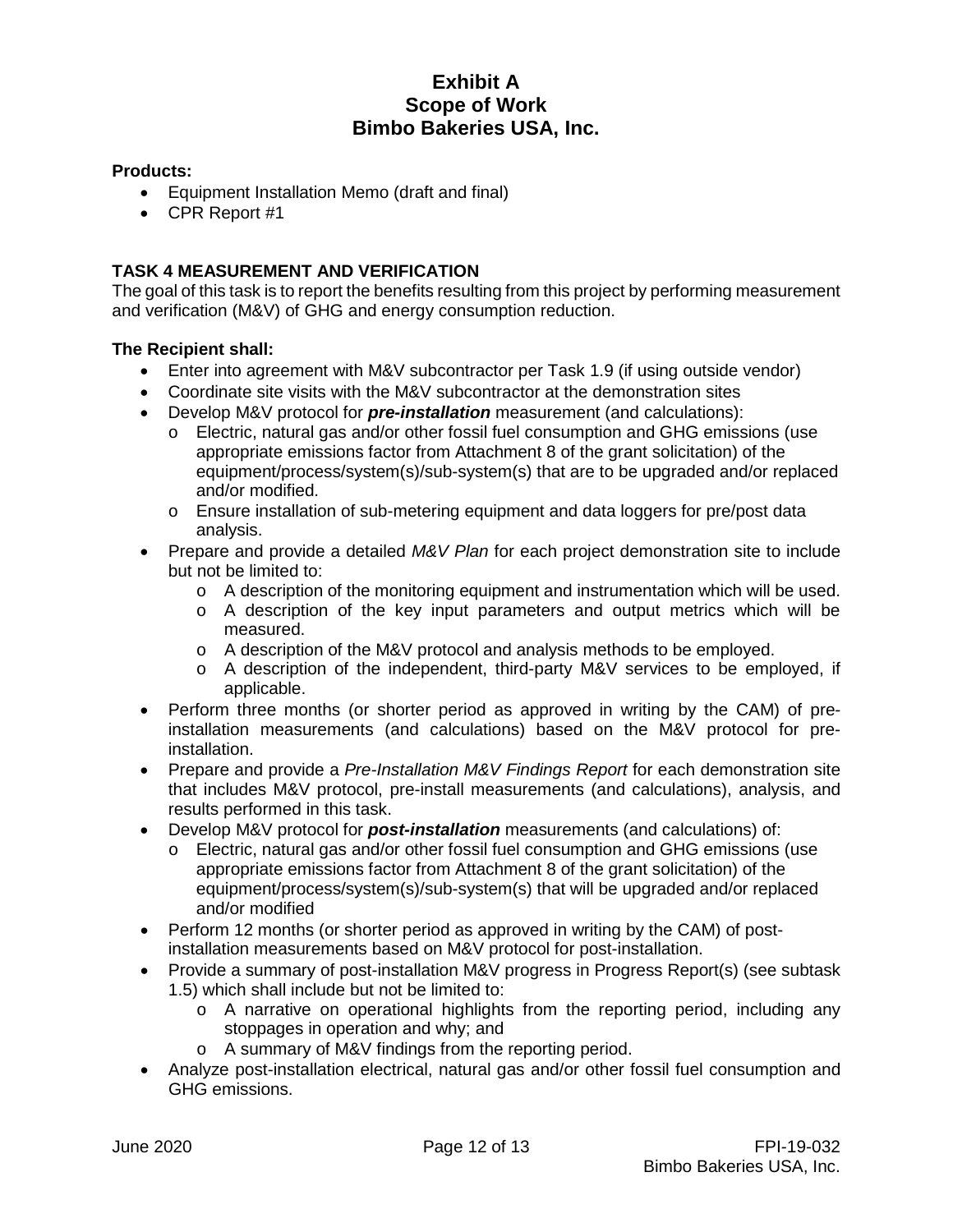**Products:**

- Equipment Installation Memo (draft and final)
- CPR Report #1

**TASK 4 MEASUREMENT AND VERIFICATION**

The goal of this task is to report the benefits resulting from this project by performing measurement and verification (M&V) of GHG and energy consumption reduction.

**The Recipient shall:**

- Enter into agreement with M&V subcontractor per Task 1.9 (if using outside vendor)
- Coordinate site visits with the M&V subcontractor at the demonstration sites
- Develop M&V protocol for ***pre-installation*** measurement (and calculations):
  - o Electric, natural gas and/or other fossil fuel consumption and GHG emissions (use appropriate emissions factor from Attachment 8 of the grant solicitation) of the equipment/process/system(s)/sub-system(s) that are to be upgraded and/or replaced and/or modified.
  - o Ensure installation of sub-metering equipment and data loggers for pre/post data analysis.
- Prepare and provide a detailed *M&V Plan* for each project demonstration site to include but not be limited to:
  - o A description of the monitoring equipment and instrumentation which will be used.
  - o A description of the key input parameters and output metrics which will be measured.
  - o A description of the M&V protocol and analysis methods to be employed.
  - o A description of the independent, third-party M&V services to be employed, if applicable.
- Perform three months (or shorter period as approved in writing by the CAM) of pre-installation measurements (and calculations) based on the M&V protocol for pre-installation.
- Prepare and provide a *Pre-Installation M&V Findings Report* for each demonstration site that includes M&V protocol, pre-install measurements (and calculations), analysis, and results performed in this task.
- Develop M&V protocol for ***post-installation*** measurements (and calculations) of:
  - o Electric, natural gas and/or other fossil fuel consumption and GHG emissions (use appropriate emissions factor from Attachment 8 of the grant solicitation) of the equipment/process/system(s)/sub-system(s) that will be upgraded and/or replaced and/or modified
- Perform 12 months (or shorter period as approved in writing by the CAM) of post-installation measurements based on M&V protocol for post-installation.
- Provide a summary of post-installation M&V progress in Progress Report(s) (see subtask 1.5) which shall include but not be limited to:
  - o A narrative on operational highlights from the reporting period, including any stoppages in operation and why; and
  - o A summary of M&V findings from the reporting period.
- Analyze post-installation electrical, natural gas and/or other fossil fuel consumption and GHG emissions.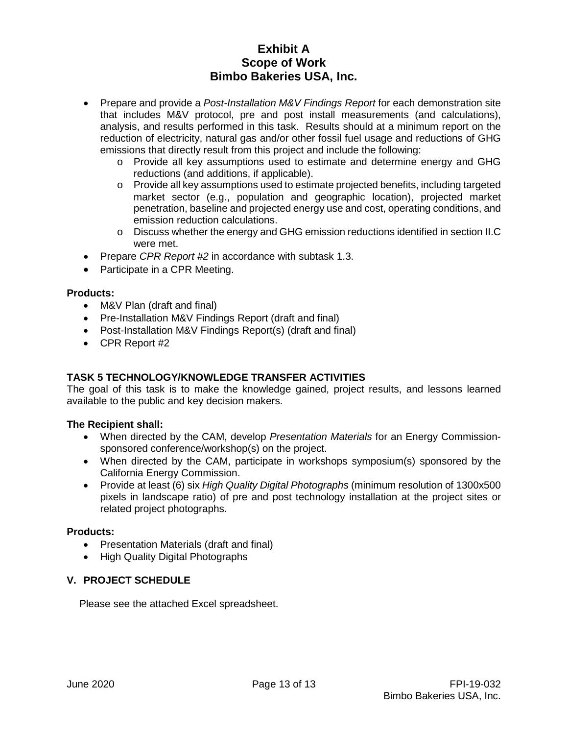- Prepare and provide a *Post-Installation M&V Findings Report* for each demonstration site that includes M&V protocol, pre and post install measurements (and calculations), analysis, and results performed in this task. Results should at a minimum report on the reduction of electricity, natural gas and/or other fossil fuel usage and reductions of GHG emissions that directly result from this project and include the following:
  - Provide all key assumptions used to estimate and determine energy and GHG reductions (and additions, if applicable).
  - Provide all key assumptions used to estimate projected benefits, including targeted market sector (e.g., population and geographic location), projected market penetration, baseline and projected energy use and cost, operating conditions, and emission reduction calculations.
  - Discuss whether the energy and GHG emission reductions identified in section II.C were met.
- Prepare *CPR Report #2* in accordance with subtask 1.3.
- Participate in a CPR Meeting.

**Products:**

- M&V Plan (draft and final)
- Pre-Installation M&V Findings Report (draft and final)
- Post-Installation M&V Findings Report(s) (draft and final)
- CPR Report #2

**TASK 5 TECHNOLOGY/KNOWLEDGE TRANSFER ACTIVITIES**

The goal of this task is to make the knowledge gained, project results, and lessons learned available to the public and key decision makers.

**The Recipient shall:**

- When directed by the CAM, develop *Presentation Materials* for an Energy Commission-sponsored conference/workshop(s) on the project.
- When directed by the CAM, participate in workshops symposium(s) sponsored by the California Energy Commission.
- Provide at least (6) six *High Quality Digital Photographs* (minimum resolution of 1300x500 pixels in landscape ratio) of pre and post technology installation at the project sites or related project photographs.

**Products:**

- Presentation Materials (draft and final)
- High Quality Digital Photographs

## V. PROJECT SCHEDULE

Please see the attached Excel spreadsheet.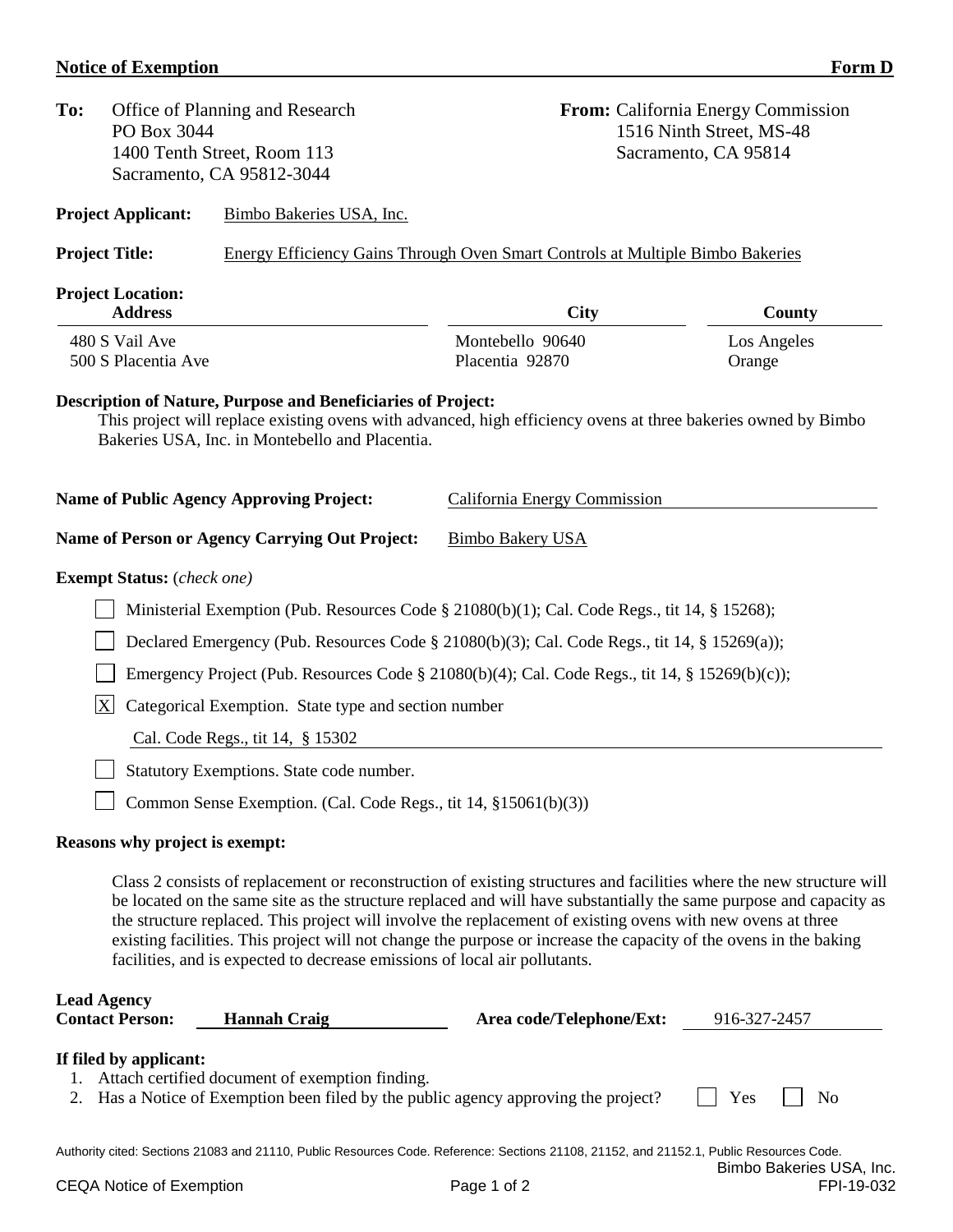**Notice of Exemption** **Form D**

**To:** Office of Planning and Research
PO Box 3044
1400 Tenth Street, Room 113
Sacramento, CA 95812-3044

**From:** California Energy Commission
1516 Ninth Street, MS-48
Sacramento, CA 95814

**Project Applicant:** Bimbo Bakeries USA, Inc.

**Project Title:** Energy Efficiency Gains Through Oven Smart Controls at Multiple Bimbo Bakeries

**Project Location:**

| Address | City | County |
|---|---|---|
| 480 S Vail Ave | Montebello 90640 | Los Angeles |
| 500 S Placentia Ave | Placentia 92870 | Orange |

**Description of Nature, Purpose and Beneficiaries of Project:**

This project will replace existing ovens with advanced, high efficiency ovens at three bakeries owned by Bimbo Bakeries USA, Inc. in Montebello and Placentia.

**Name of Public Agency Approving Project:** California Energy Commission

**Name of Person or Agency Carrying Out Project:** Bimbo Bakery USA

**Exempt Status:** (*check one*)

- [ ] Ministerial Exemption (Pub. Resources Code § 21080(b)(1); Cal. Code Regs., tit 14, § 15268);
- [ ] Declared Emergency (Pub. Resources Code § 21080(b)(3); Cal. Code Regs., tit 14, § 15269(a));
- [ ] Emergency Project (Pub. Resources Code § 21080(b)(4); Cal. Code Regs., tit 14, § 15269(b)(c));
- [X] Categorical Exemption. State type and section number

  Cal. Code Regs., tit 14, § 15302
- [ ] Statutory Exemptions. State code number.
- [ ] Common Sense Exemption. (Cal. Code Regs., tit 14, §15061(b)(3))

**Reasons why project is exempt:**

Class 2 consists of replacement or reconstruction of existing structures and facilities where the new structure will be located on the same site as the structure replaced and will have substantially the same purpose and capacity as the structure replaced. This project will involve the replacement of existing ovens with new ovens at three existing facilities. This project will not change the purpose or increase the capacity of the ovens in the baking facilities, and is expected to decrease emissions of local air pollutants.

**Lead Agency Contact Person:** **Hannah Craig** **Area code/Telephone/Ext:** 916-327-2457

**If filed by applicant:**

1. Attach certified document of exemption finding.
2. Has a Notice of Exemption been filed by the public agency approving the project? [ ] Yes [ ] No

Authority cited: Sections 21083 and 21110, Public Resources Code. Reference: Sections 21108, 21152, and 21152.1, Public Resources Code.

Bimbo Bakeries USA, Inc.
FPI-19-032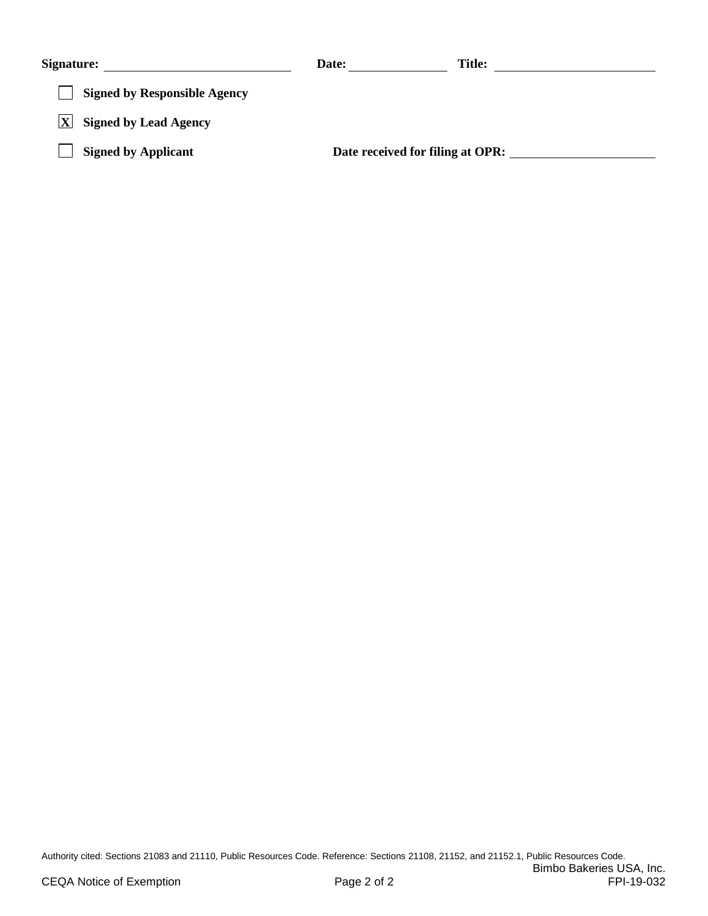**Signature:** ____________________________ **Date:** ______________ **Title:** ________________________

☐ **Signed by Responsible Agency**

☒ **Signed by Lead Agency**

☐ **Signed by Applicant** **Date received for filing at OPR:** ______________________

Authority cited: Sections 21083 and 21110, Public Resources Code. Reference: Sections 21108, 21152, and 21152.1, Public Resources Code.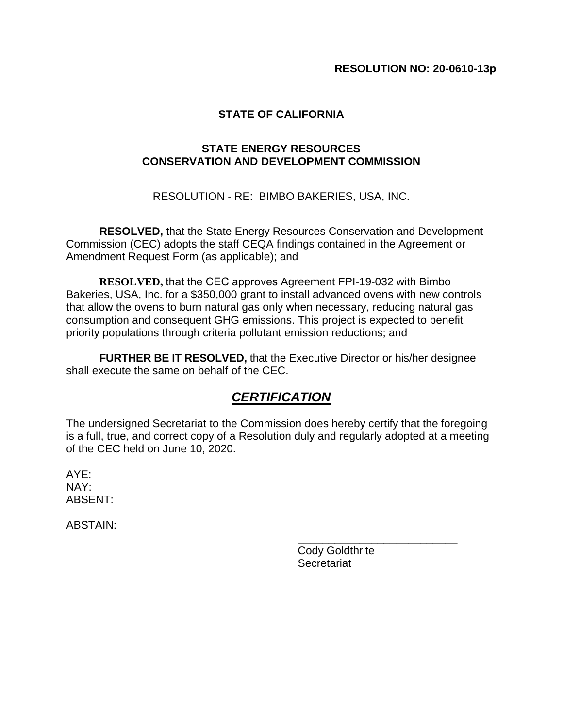**RESOLUTION NO: 20-0610-13p**

**STATE OF CALIFORNIA**

**STATE ENERGY RESOURCES CONSERVATION AND DEVELOPMENT COMMISSION**

RESOLUTION - RE: BIMBO BAKERIES, USA, INC.

**RESOLVED,** that the State Energy Resources Conservation and Development Commission (CEC) adopts the staff CEQA findings contained in the Agreement or Amendment Request Form (as applicable); and

**RESOLVED,** that the CEC approves Agreement FPI-19-032 with Bimbo Bakeries, USA, Inc. for a $350,000 grant to install advanced ovens with new controls that allow the ovens to burn natural gas only when necessary, reducing natural gas consumption and consequent GHG emissions. This project is expected to benefit priority populations through criteria pollutant emission reductions; and

**FURTHER BE IT RESOLVED,** that the Executive Director or his/her designee shall execute the same on behalf of the CEC.

## ***CERTIFICATION***

The undersigned Secretariat to the Commission does hereby certify that the foregoing is a full, true, and correct copy of a Resolution duly and regularly adopted at a meeting of the CEC held on June 10, 2020.

AYE:
NAY:
ABSENT:

ABSTAIN:

___________________________
Cody Goldthrite
Secretariat